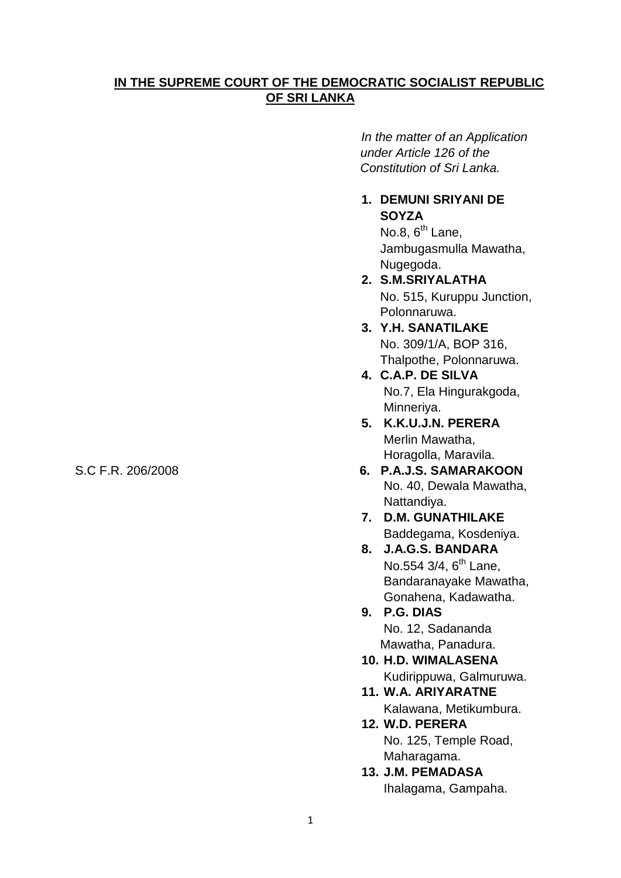**IN THE SUPREME COURT OF THE DEMOCRATIC SOCIALIST REPUBLIC OF SRI LANKA**

*In the matter of an Application under Article 126 of the Constitution of Sri Lanka.*

S.C F.R. 206/2008

1. **DEMUNI SRIYANI DE SOYZA**
   No.8, 6th Lane,
   Jambugasmulla Mawatha,
   Nugegoda.
2. **S.M.SRIYALATHA**
   No. 515, Kuruppu Junction,
   Polonnaruwa.
3. **Y.H. SANATILAKE**
   No. 309/1/A, BOP 316,
   Thalpothe, Polonnaruwa.
4. **C.A.P. DE SILVA**
   No.7, Ela Hingurakgoda,
   Minneriya.
5. **K.K.U.J.N. PERERA**
   Merlin Mawatha,
   Horagolla, Maravila.
6. **P.A.J.S. SAMARAKOON**
   No. 40, Dewala Mawatha,
   Nattandiya.
7. **D.M. GUNATHILAKE**
   Baddegama, Kosdeniya.
8. **J.A.G.S. BANDARA**
   No.554 3/4, 6th Lane,
   Bandaranayake Mawatha,
   Gonahena, Kadawatha.
9. **P.G. DIAS**
   No. 12, Sadananda
   Mawatha, Panadura.
10. **H.D. WIMALASENA**
    Kudirippuwa, Galmuruwa.
11. **W.A. ARIYARATNE**
    Kalawana, Metikumbura.
12. **W.D. PERERA**
    No. 125, Temple Road,
    Maharagama.
13. **J.M. PEMADASA**
    Ihalagama, Gampaha.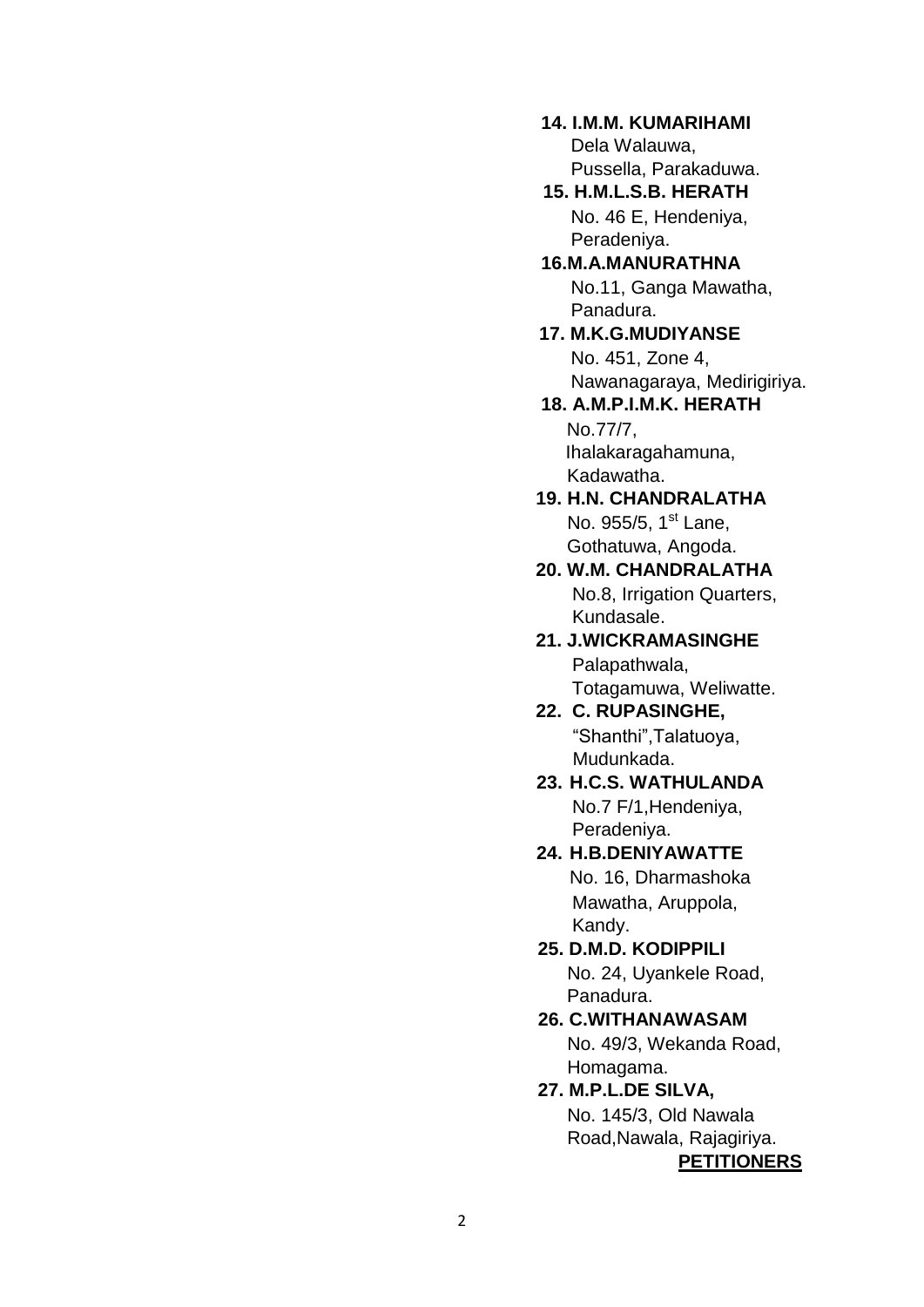**14. I.M.M. KUMARIHAMI**
Dela Walauwa,
Pussella, Parakaduwa.

**15. H.M.L.S.B. HERATH**
No. 46 E, Hendeniya,
Peradeniya.

**16.M.A.MANURATHNA**
No.11, Ganga Mawatha,
Panadura.

**17. M.K.G.MUDIYANSE**
No. 451, Zone 4,
Nawanagaraya, Medirigiriya.

**18. A.M.P.I.M.K. HERATH**
No.77/7,
Ihalakaragahamuna,
Kadawatha.

**19. H.N. CHANDRALATHA**
No. 955/5, 1st Lane,
Gothatuwa, Angoda.

**20. W.M. CHANDRALATHA**
No.8, Irrigation Quarters,
Kundasale.

**21. J.WICKRAMASINGHE**
Palapathwala,
Totagamuwa, Weliwatte.

**22. C. RUPASINGHE,**
"Shanthi",Talatuoya,
Mudunkada.

**23. H.C.S. WATHULANDA**
No.7 F/1,Hendeniya,
Peradeniya.

**24. H.B.DENIYAWATTE**
No. 16, Dharmashoka
Mawatha, Aruppola,
Kandy.

**25. D.M.D. KODIPPILI**
No. 24, Uyankele Road,
Panadura.

**26. C.WITHANAWASAM**
No. 49/3, Wekanda Road,
Homagama.

**27. M.P.L.DE SILVA,**
No. 145/3, Old Nawala
Road,Nawala, Rajagiriya.

**PETITIONERS**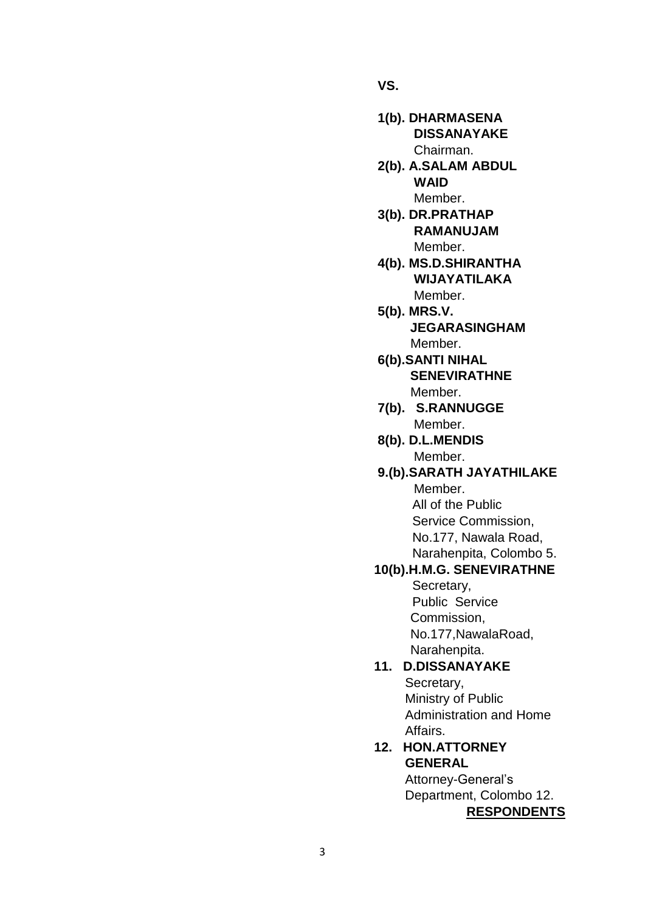**VS.**

**1(b). DHARMASENA DISSANAYAKE**
Chairman.

**2(b). A.SALAM ABDUL WAID**
Member.

**3(b). DR.PRATHAP RAMANUJAM**
Member.

**4(b). MS.D.SHIRANTHA WIJAYATILAKA**
Member.

**5(b). MRS.V. JEGARASINGHAM**
Member.

**6(b).SANTI NIHAL SENEVIRATHNE**
Member.

**7(b). S.RANNUGGE**
Member.

**8(b). D.L.MENDIS**
Member.

**9.(b).SARATH JAYATHILAKE**
Member.
All of the Public Service Commission,
No.177, Nawala Road,
Narahenpita, Colombo 5.

**10(b).H.M.G. SENEVIRATHNE**
Secretary,
Public Service Commission,
No.177,NawalaRoad,
Narahenpita.

**11. D.DISSANAYAKE**
Secretary,
Ministry of Public Administration and Home Affairs.

**12. HON.ATTORNEY GENERAL**
Attorney-General's Department, Colombo 12.

**RESPONDENTS**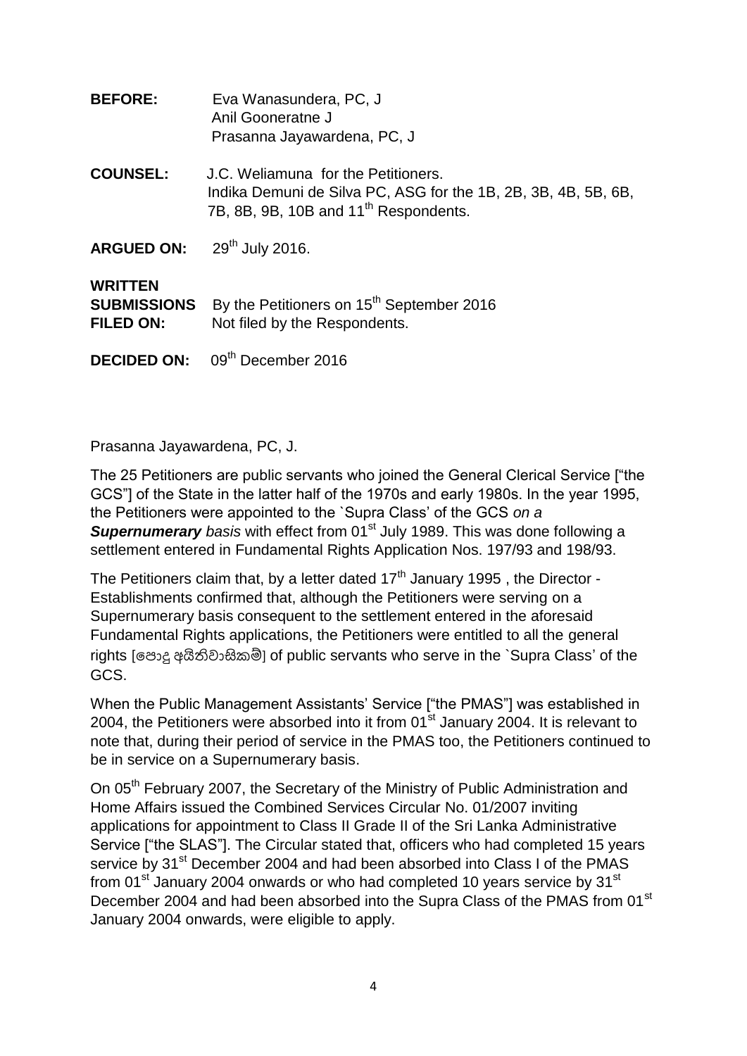**BEFORE:** Eva Wanasundera, PC, J
Anil Gooneratne J
Prasanna Jayawardena, PC, J

**COUNSEL:** J.C. Weliamuna for the Petitioners.
Indika Demuni de Silva PC, ASG for the 1B, 2B, 3B, 4B, 5B, 6B, 7B, 8B, 9B, 10B and 11th Respondents.

**ARGUED ON:** 29th July 2016.

**WRITTEN SUBMISSIONS FILED ON:** By the Petitioners on 15th September 2016
Not filed by the Respondents.

**DECIDED ON:** 09th December 2016

Prasanna Jayawardena, PC, J.

The 25 Petitioners are public servants who joined the General Clerical Service ["the GCS"] of the State in the latter half of the 1970s and early 1980s. In the year 1995, the Petitioners were appointed to the `Supra Class' of the GCS *on a* ***Supernumerary*** *basis* with effect from 01st July 1989. This was done following a settlement entered in Fundamental Rights Application Nos. 197/93 and 198/93.

The Petitioners claim that, by a letter dated 17th January 1995 , the Director - Establishments confirmed that, although the Petitioners were serving on a Supernumerary basis consequent to the settlement entered in the aforesaid Fundamental Rights applications, the Petitioners were entitled to all the general rights [පොදු අයිතිවාසිකම්] of public servants who serve in the `Supra Class' of the GCS.

When the Public Management Assistants' Service ["the PMAS"] was established in 2004, the Petitioners were absorbed into it from 01st January 2004. It is relevant to note that, during their period of service in the PMAS too, the Petitioners continued to be in service on a Supernumerary basis.

On 05th February 2007, the Secretary of the Ministry of Public Administration and Home Affairs issued the Combined Services Circular No. 01/2007 inviting applications for appointment to Class II Grade II of the Sri Lanka Administrative Service ["the SLAS"]. The Circular stated that, officers who had completed 15 years service by 31st December 2004 and had been absorbed into Class I of the PMAS from 01st January 2004 onwards or who had completed 10 years service by 31st December 2004 and had been absorbed into the Supra Class of the PMAS from 01st January 2004 onwards, were eligible to apply.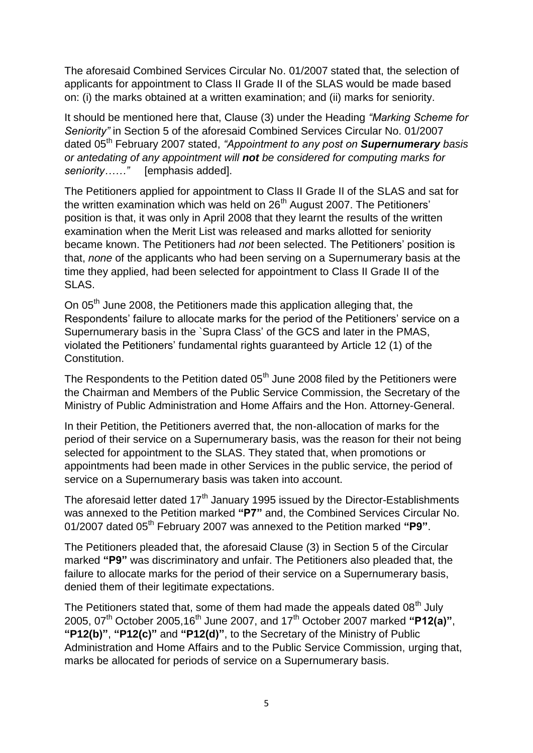The aforesaid Combined Services Circular No. 01/2007 stated that, the selection of applicants for appointment to Class II Grade II of the SLAS would be made based on: (i) the marks obtained at a written examination; and (ii) marks for seniority.

It should be mentioned here that, Clause (3) under the Heading *"Marking Scheme for Seniority"* in Section 5 of the aforesaid Combined Services Circular No. 01/2007 dated 05th February 2007 stated, *"Appointment to any post on **Supernumerary** basis or antedating of any appointment will **not** be considered for computing marks for seniority……"* [emphasis added].

The Petitioners applied for appointment to Class II Grade II of the SLAS and sat for the written examination which was held on 26th August 2007. The Petitioners' position is that, it was only in April 2008 that they learnt the results of the written examination when the Merit List was released and marks allotted for seniority became known. The Petitioners had *not* been selected. The Petitioners' position is that, *none* of the applicants who had been serving on a Supernumerary basis at the time they applied, had been selected for appointment to Class II Grade II of the SLAS.

On 05th June 2008, the Petitioners made this application alleging that, the Respondents' failure to allocate marks for the period of the Petitioners' service on a Supernumerary basis in the `Supra Class' of the GCS and later in the PMAS, violated the Petitioners' fundamental rights guaranteed by Article 12 (1) of the Constitution.

The Respondents to the Petition dated 05th June 2008 filed by the Petitioners were the Chairman and Members of the Public Service Commission, the Secretary of the Ministry of Public Administration and Home Affairs and the Hon. Attorney-General.

In their Petition, the Petitioners averred that, the non-allocation of marks for the period of their service on a Supernumerary basis, was the reason for their not being selected for appointment to the SLAS. They stated that, when promotions or appointments had been made in other Services in the public service, the period of service on a Supernumerary basis was taken into account.

The aforesaid letter dated 17th January 1995 issued by the Director-Establishments was annexed to the Petition marked **"P7"** and, the Combined Services Circular No. 01/2007 dated 05th February 2007 was annexed to the Petition marked **"P9"**.

The Petitioners pleaded that, the aforesaid Clause (3) in Section 5 of the Circular marked **"P9"** was discriminatory and unfair. The Petitioners also pleaded that, the failure to allocate marks for the period of their service on a Supernumerary basis, denied them of their legitimate expectations.

The Petitioners stated that, some of them had made the appeals dated 08th July 2005, 07th October 2005,16th June 2007, and 17th October 2007 marked **"P12(a)"**, **"P12(b)"**, **"P12(c)"** and **"P12(d)"**, to the Secretary of the Ministry of Public Administration and Home Affairs and to the Public Service Commission, urging that, marks be allocated for periods of service on a Supernumerary basis.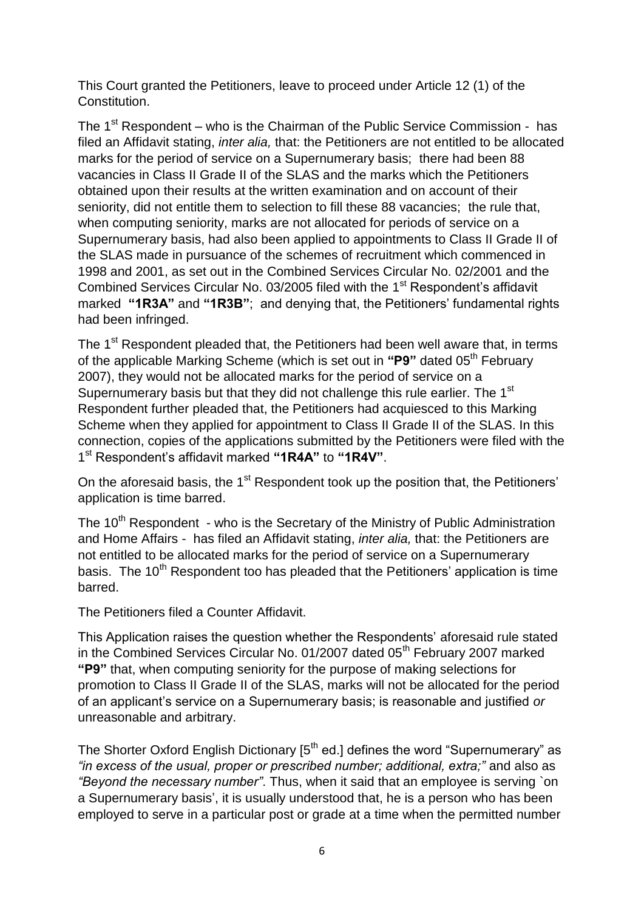This Court granted the Petitioners, leave to proceed under Article 12 (1) of the Constitution.

The 1st Respondent – who is the Chairman of the Public Service Commission - has filed an Affidavit stating, *inter alia,* that: the Petitioners are not entitled to be allocated marks for the period of service on a Supernumerary basis; there had been 88 vacancies in Class II Grade II of the SLAS and the marks which the Petitioners obtained upon their results at the written examination and on account of their seniority, did not entitle them to selection to fill these 88 vacancies; the rule that, when computing seniority, marks are not allocated for periods of service on a Supernumerary basis, had also been applied to appointments to Class II Grade II of the SLAS made in pursuance of the schemes of recruitment which commenced in 1998 and 2001, as set out in the Combined Services Circular No. 02/2001 and the Combined Services Circular No. 03/2005 filed with the 1st Respondent's affidavit marked **"1R3A"** and **"1R3B"**; and denying that, the Petitioners' fundamental rights had been infringed.

The 1st Respondent pleaded that, the Petitioners had been well aware that, in terms of the applicable Marking Scheme (which is set out in **"P9"** dated 05th February 2007), they would not be allocated marks for the period of service on a Supernumerary basis but that they did not challenge this rule earlier. The 1st Respondent further pleaded that, the Petitioners had acquiesced to this Marking Scheme when they applied for appointment to Class II Grade II of the SLAS. In this connection, copies of the applications submitted by the Petitioners were filed with the 1st Respondent's affidavit marked **"1R4A"** to **"1R4V"**.

On the aforesaid basis, the 1st Respondent took up the position that, the Petitioners' application is time barred.

The 10th Respondent - who is the Secretary of the Ministry of Public Administration and Home Affairs - has filed an Affidavit stating, *inter alia,* that: the Petitioners are not entitled to be allocated marks for the period of service on a Supernumerary basis. The 10th Respondent too has pleaded that the Petitioners' application is time barred.

The Petitioners filed a Counter Affidavit.

This Application raises the question whether the Respondents' aforesaid rule stated in the Combined Services Circular No. 01/2007 dated 05th February 2007 marked **"P9"** that, when computing seniority for the purpose of making selections for promotion to Class II Grade II of the SLAS, marks will not be allocated for the period of an applicant's service on a Supernumerary basis; is reasonable and justified *or* unreasonable and arbitrary.

The Shorter Oxford English Dictionary [5th ed.] defines the word "Supernumerary" as *"in excess of the usual, proper or prescribed number; additional, extra;"* and also as *"Beyond the necessary number"*. Thus, when it said that an employee is serving `on a Supernumerary basis', it is usually understood that, he is a person who has been employed to serve in a particular post or grade at a time when the permitted number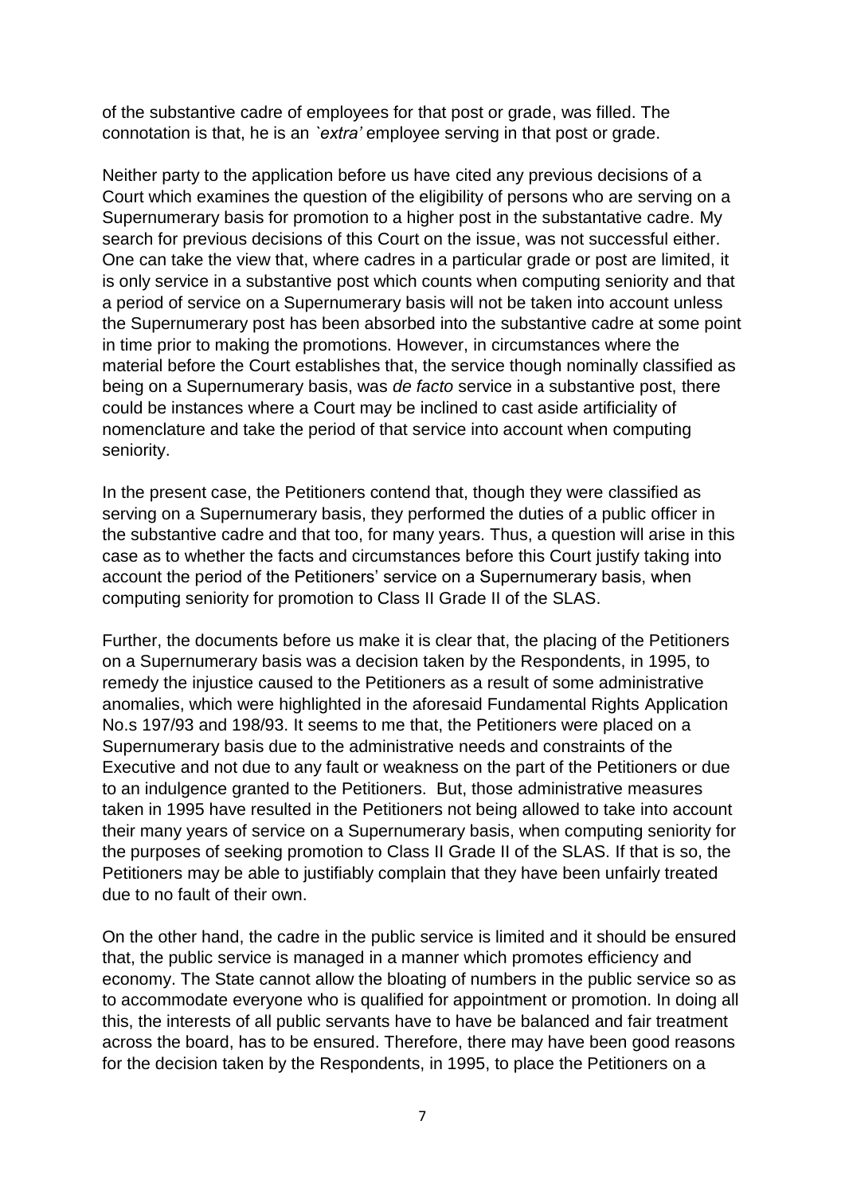of the substantive cadre of employees for that post or grade, was filled. The connotation is that, he is an *`extra'* employee serving in that post or grade.

Neither party to the application before us have cited any previous decisions of a Court which examines the question of the eligibility of persons who are serving on a Supernumerary basis for promotion to a higher post in the substantative cadre. My search for previous decisions of this Court on the issue, was not successful either. One can take the view that, where cadres in a particular grade or post are limited, it is only service in a substantive post which counts when computing seniority and that a period of service on a Supernumerary basis will not be taken into account unless the Supernumerary post has been absorbed into the substantive cadre at some point in time prior to making the promotions. However, in circumstances where the material before the Court establishes that, the service though nominally classified as being on a Supernumerary basis, was *de facto* service in a substantive post, there could be instances where a Court may be inclined to cast aside artificiality of nomenclature and take the period of that service into account when computing seniority.

In the present case, the Petitioners contend that, though they were classified as serving on a Supernumerary basis, they performed the duties of a public officer in the substantive cadre and that too, for many years. Thus, a question will arise in this case as to whether the facts and circumstances before this Court justify taking into account the period of the Petitioners' service on a Supernumerary basis, when computing seniority for promotion to Class II Grade II of the SLAS.

Further, the documents before us make it is clear that, the placing of the Petitioners on a Supernumerary basis was a decision taken by the Respondents, in 1995, to remedy the injustice caused to the Petitioners as a result of some administrative anomalies, which were highlighted in the aforesaid Fundamental Rights Application No.s 197/93 and 198/93. It seems to me that, the Petitioners were placed on a Supernumerary basis due to the administrative needs and constraints of the Executive and not due to any fault or weakness on the part of the Petitioners or due to an indulgence granted to the Petitioners. But, those administrative measures taken in 1995 have resulted in the Petitioners not being allowed to take into account their many years of service on a Supernumerary basis, when computing seniority for the purposes of seeking promotion to Class II Grade II of the SLAS. If that is so, the Petitioners may be able to justifiably complain that they have been unfairly treated due to no fault of their own.

On the other hand, the cadre in the public service is limited and it should be ensured that, the public service is managed in a manner which promotes efficiency and economy. The State cannot allow the bloating of numbers in the public service so as to accommodate everyone who is qualified for appointment or promotion. In doing all this, the interests of all public servants have to have be balanced and fair treatment across the board, has to be ensured. Therefore, there may have been good reasons for the decision taken by the Respondents, in 1995, to place the Petitioners on a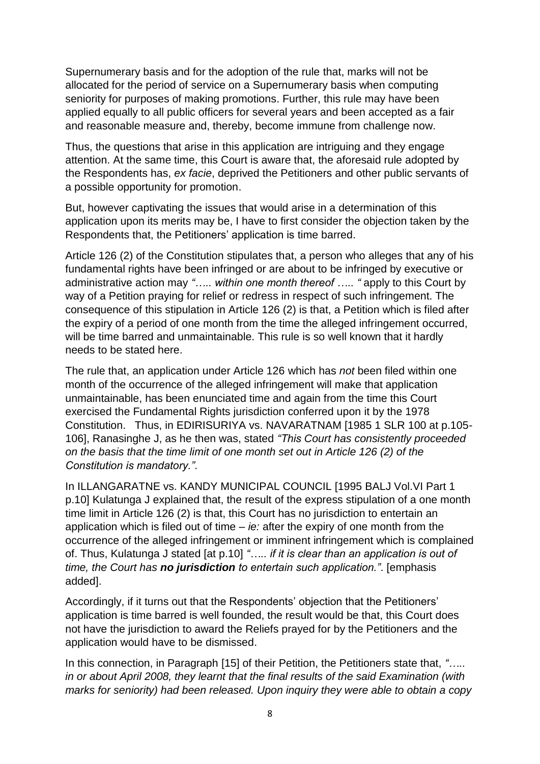Supernumerary basis and for the adoption of the rule that, marks will not be allocated for the period of service on a Supernumerary basis when computing seniority for purposes of making promotions. Further, this rule may have been applied equally to all public officers for several years and been accepted as a fair and reasonable measure and, thereby, become immune from challenge now.

Thus, the questions that arise in this application are intriguing and they engage attention. At the same time, this Court is aware that, the aforesaid rule adopted by the Respondents has, *ex facie*, deprived the Petitioners and other public servants of a possible opportunity for promotion.

But, however captivating the issues that would arise in a determination of this application upon its merits may be, I have to first consider the objection taken by the Respondents that, the Petitioners' application is time barred.

Article 126 (2) of the Constitution stipulates that, a person who alleges that any of his fundamental rights have been infringed or are about to be infringed by executive or administrative action may *"….. within one month thereof ….. "* apply to this Court by way of a Petition praying for relief or redress in respect of such infringement. The consequence of this stipulation in Article 126 (2) is that, a Petition which is filed after the expiry of a period of one month from the time the alleged infringement occurred, will be time barred and unmaintainable. This rule is so well known that it hardly needs to be stated here.

The rule that, an application under Article 126 which has *not* been filed within one month of the occurrence of the alleged infringement will make that application unmaintainable, has been enunciated time and again from the time this Court exercised the Fundamental Rights jurisdiction conferred upon it by the 1978 Constitution. Thus, in EDIRISURIYA vs. NAVARATNAM [1985 1 SLR 100 at p.105-106], Ranasinghe J, as he then was, stated *"This Court has consistently proceeded on the basis that the time limit of one month set out in Article 126 (2) of the Constitution is mandatory."*.

In ILLANGARATNE vs. KANDY MUNICIPAL COUNCIL [1995 BALJ Vol.VI Part 1 p.10] Kulatunga J explained that, the result of the express stipulation of a one month time limit in Article 126 (2) is that, this Court has no jurisdiction to entertain an application which is filed out of time – *ie:* after the expiry of one month from the occurrence of the alleged infringement or imminent infringement which is complained of. Thus, Kulatunga J stated [at p.10] *"….. if it is clear than an application is out of time, the Court has **no jurisdiction** to entertain such application."*. [emphasis added].

Accordingly, if it turns out that the Respondents' objection that the Petitioners' application is time barred is well founded, the result would be that, this Court does not have the jurisdiction to award the Reliefs prayed for by the Petitioners and the application would have to be dismissed.

In this connection, in Paragraph [15] of their Petition, the Petitioners state that, *"….. in or about April 2008, they learnt that the final results of the said Examination (with marks for seniority) had been released. Upon inquiry they were able to obtain a copy*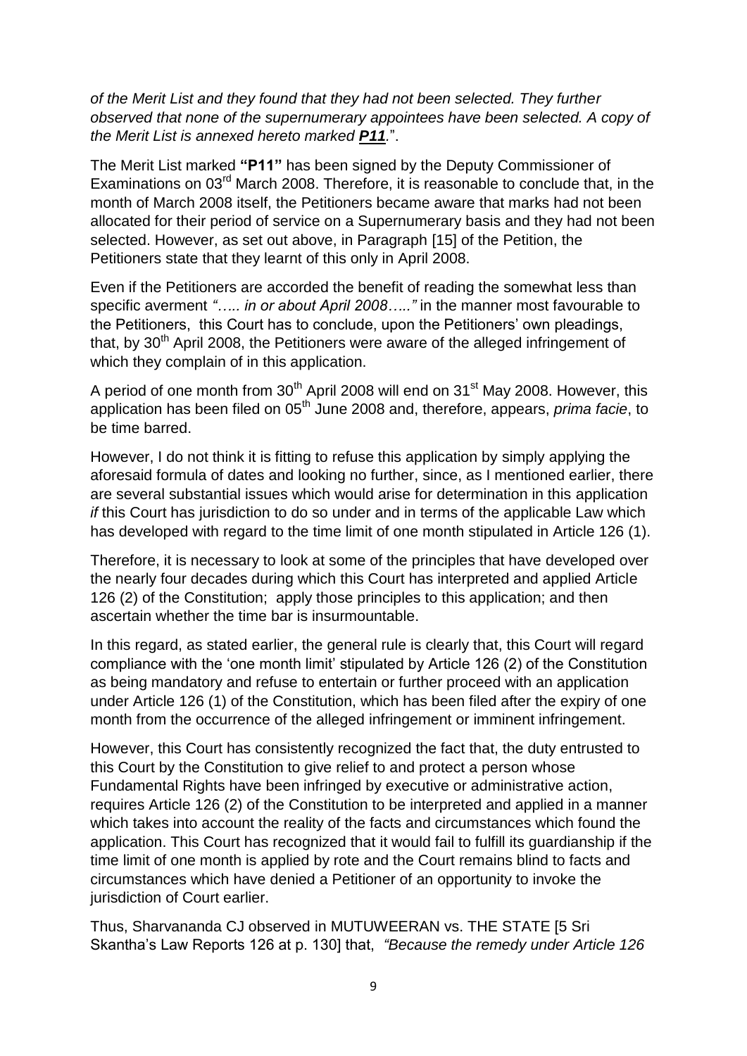*of the Merit List and they found that they had not been selected. They further observed that none of the supernumerary appointees have been selected. A copy of the Merit List is annexed hereto marked* ***P11****.*".

The Merit List marked **"P11"** has been signed by the Deputy Commissioner of Examinations on 03rd March 2008. Therefore, it is reasonable to conclude that, in the month of March 2008 itself, the Petitioners became aware that marks had not been allocated for their period of service on a Supernumerary basis and they had not been selected. However, as set out above, in Paragraph [15] of the Petition, the Petitioners state that they learnt of this only in April 2008.

Even if the Petitioners are accorded the benefit of reading the somewhat less than specific averment *"….. in or about April 2008….."* in the manner most favourable to the Petitioners, this Court has to conclude, upon the Petitioners' own pleadings, that, by 30th April 2008, the Petitioners were aware of the alleged infringement of which they complain of in this application.

A period of one month from 30th April 2008 will end on 31st May 2008. However, this application has been filed on 05th June 2008 and, therefore, appears, *prima facie*, to be time barred.

However, I do not think it is fitting to refuse this application by simply applying the aforesaid formula of dates and looking no further, since, as I mentioned earlier, there are several substantial issues which would arise for determination in this application *if* this Court has jurisdiction to do so under and in terms of the applicable Law which has developed with regard to the time limit of one month stipulated in Article 126 (1).

Therefore, it is necessary to look at some of the principles that have developed over the nearly four decades during which this Court has interpreted and applied Article 126 (2) of the Constitution; apply those principles to this application; and then ascertain whether the time bar is insurmountable.

In this regard, as stated earlier, the general rule is clearly that, this Court will regard compliance with the 'one month limit' stipulated by Article 126 (2) of the Constitution as being mandatory and refuse to entertain or further proceed with an application under Article 126 (1) of the Constitution, which has been filed after the expiry of one month from the occurrence of the alleged infringement or imminent infringement.

However, this Court has consistently recognized the fact that, the duty entrusted to this Court by the Constitution to give relief to and protect a person whose Fundamental Rights have been infringed by executive or administrative action, requires Article 126 (2) of the Constitution to be interpreted and applied in a manner which takes into account the reality of the facts and circumstances which found the application. This Court has recognized that it would fail to fulfill its guardianship if the time limit of one month is applied by rote and the Court remains blind to facts and circumstances which have denied a Petitioner of an opportunity to invoke the jurisdiction of Court earlier.

Thus, Sharvananda CJ observed in MUTUWEERAN vs. THE STATE [5 Sri Skantha's Law Reports 126 at p. 130] that, *"Because the remedy under Article 126*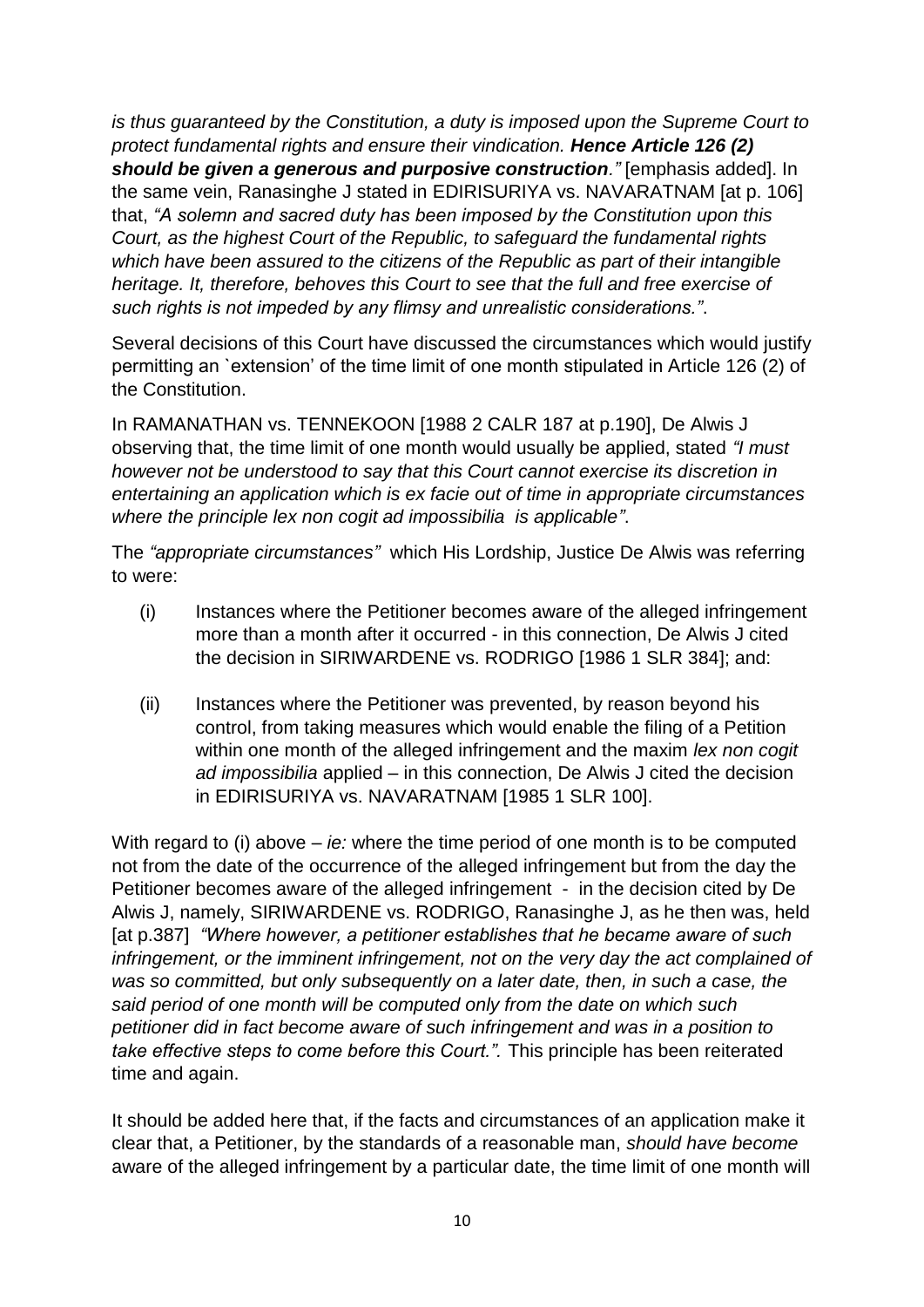*is thus guaranteed by the Constitution, a duty is imposed upon the Supreme Court to protect fundamental rights and ensure their vindication.* ***Hence Article 126 (2) should be given a generous and purposive construction****."* [emphasis added]. In the same vein, Ranasinghe J stated in EDIRISURIYA vs. NAVARATNAM [at p. 106] that, *"A solemn and sacred duty has been imposed by the Constitution upon this Court, as the highest Court of the Republic, to safeguard the fundamental rights which have been assured to the citizens of the Republic as part of their intangible heritage. It, therefore, behoves this Court to see that the full and free exercise of such rights is not impeded by any flimsy and unrealistic considerations."*.

Several decisions of this Court have discussed the circumstances which would justify permitting an `extension' of the time limit of one month stipulated in Article 126 (2) of the Constitution.

In RAMANATHAN vs. TENNEKOON [1988 2 CALR 187 at p.190], De Alwis J observing that, the time limit of one month would usually be applied, stated *"I must however not be understood to say that this Court cannot exercise its discretion in entertaining an application which is ex facie out of time in appropriate circumstances where the principle lex non cogit ad impossibilia is applicable"*.

The *"appropriate circumstances"* which His Lordship, Justice De Alwis was referring to were:

(i) Instances where the Petitioner becomes aware of the alleged infringement more than a month after it occurred - in this connection, De Alwis J cited the decision in SIRIWARDENE vs. RODRIGO [1986 1 SLR 384]; and:

(ii) Instances where the Petitioner was prevented, by reason beyond his control, from taking measures which would enable the filing of a Petition within one month of the alleged infringement and the maxim *lex non cogit ad impossibilia* applied – in this connection, De Alwis J cited the decision in EDIRISURIYA vs. NAVARATNAM [1985 1 SLR 100].

With regard to (i) above – *ie:* where the time period of one month is to be computed not from the date of the occurrence of the alleged infringement but from the day the Petitioner becomes aware of the alleged infringement - in the decision cited by De Alwis J, namely, SIRIWARDENE vs. RODRIGO, Ranasinghe J, as he then was, held [at p.387] *"Where however, a petitioner establishes that he became aware of such infringement, or the imminent infringement, not on the very day the act complained of was so committed, but only subsequently on a later date, then, in such a case, the said period of one month will be computed only from the date on which such petitioner did in fact become aware of such infringement and was in a position to take effective steps to come before this Court."*. This principle has been reiterated time and again.

It should be added here that, if the facts and circumstances of an application make it clear that, a Petitioner, by the standards of a reasonable man, *should have become* aware of the alleged infringement by a particular date, the time limit of one month will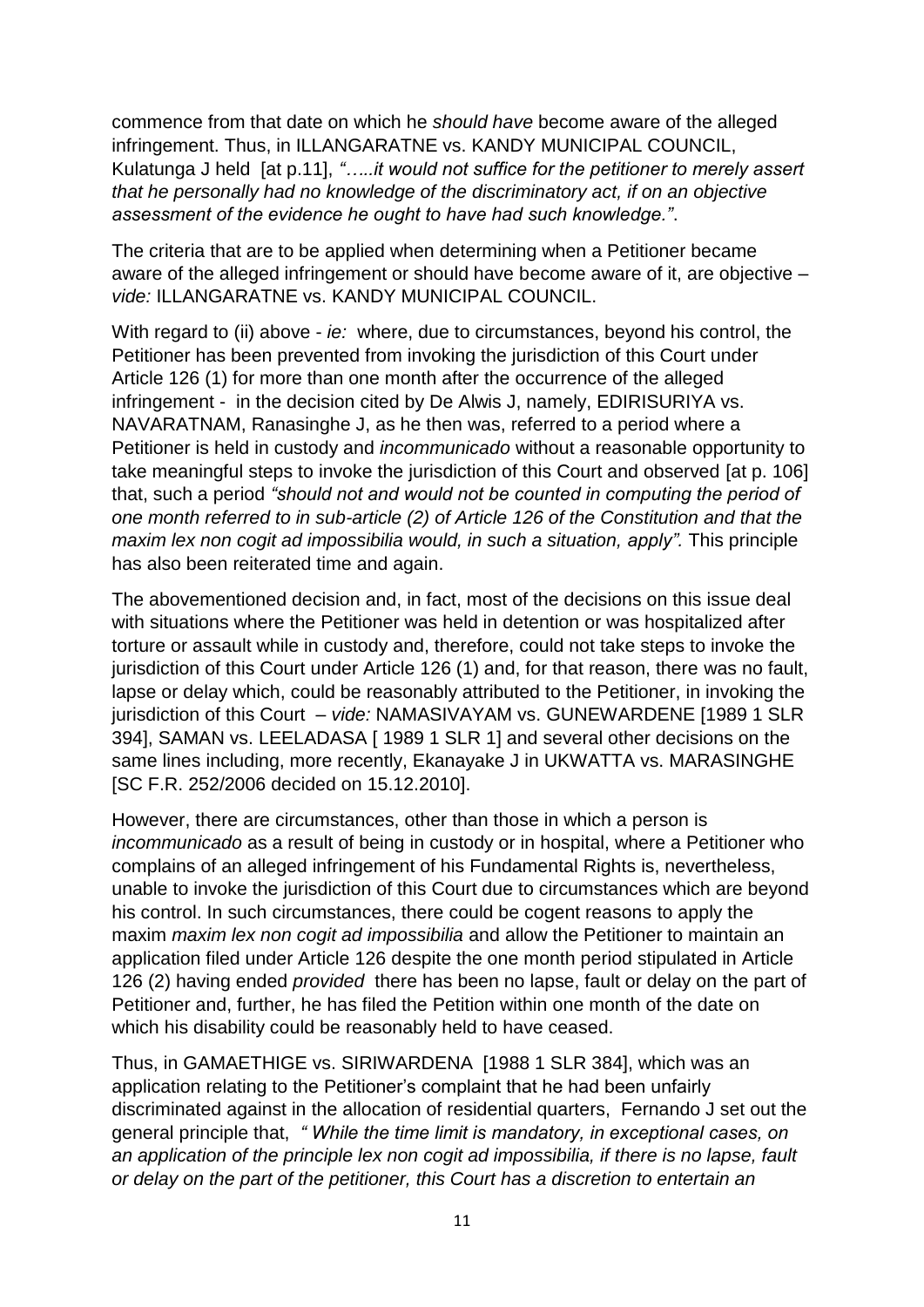commence from that date on which he *should have* become aware of the alleged infringement. Thus, in ILLANGARATNE vs. KANDY MUNICIPAL COUNCIL, Kulatunga J held [at p.11], *"…..it would not suffice for the petitioner to merely assert that he personally had no knowledge of the discriminatory act, if on an objective assessment of the evidence he ought to have had such knowledge."*.

The criteria that are to be applied when determining when a Petitioner became aware of the alleged infringement or should have become aware of it, are objective – *vide:* ILLANGARATNE vs. KANDY MUNICIPAL COUNCIL.

With regard to (ii) above - *ie:* where, due to circumstances, beyond his control, the Petitioner has been prevented from invoking the jurisdiction of this Court under Article 126 (1) for more than one month after the occurrence of the alleged infringement - in the decision cited by De Alwis J, namely, EDIRISURIYA vs. NAVARATNAM, Ranasinghe J, as he then was, referred to a period where a Petitioner is held in custody and *incommunicado* without a reasonable opportunity to take meaningful steps to invoke the jurisdiction of this Court and observed [at p. 106] that, such a period *"should not and would not be counted in computing the period of one month referred to in sub-article (2) of Article 126 of the Constitution and that the maxim lex non cogit ad impossibilia would, in such a situation, apply".* This principle has also been reiterated time and again.

The abovementioned decision and, in fact, most of the decisions on this issue deal with situations where the Petitioner was held in detention or was hospitalized after torture or assault while in custody and, therefore, could not take steps to invoke the jurisdiction of this Court under Article 126 (1) and, for that reason, there was no fault, lapse or delay which, could be reasonably attributed to the Petitioner, in invoking the jurisdiction of this Court – *vide:* NAMASIVAYAM vs. GUNEWARDENE [1989 1 SLR 394], SAMAN vs. LEELADASA [ 1989 1 SLR 1] and several other decisions on the same lines including, more recently, Ekanayake J in UKWATTA vs. MARASINGHE [SC F.R. 252/2006 decided on 15.12.2010].

However, there are circumstances, other than those in which a person is *incommunicado* as a result of being in custody or in hospital, where a Petitioner who complains of an alleged infringement of his Fundamental Rights is, nevertheless, unable to invoke the jurisdiction of this Court due to circumstances which are beyond his control. In such circumstances, there could be cogent reasons to apply the maxim *maxim lex non cogit ad impossibilia* and allow the Petitioner to maintain an application filed under Article 126 despite the one month period stipulated in Article 126 (2) having ended *provided* there has been no lapse, fault or delay on the part of Petitioner and, further, he has filed the Petition within one month of the date on which his disability could be reasonably held to have ceased.

Thus, in GAMAETHIGE vs. SIRIWARDENA [1988 1 SLR 384], which was an application relating to the Petitioner's complaint that he had been unfairly discriminated against in the allocation of residential quarters, Fernando J set out the general principle that, *" While the time limit is mandatory, in exceptional cases, on an application of the principle lex non cogit ad impossibilia, if there is no lapse, fault or delay on the part of the petitioner, this Court has a discretion to entertain an*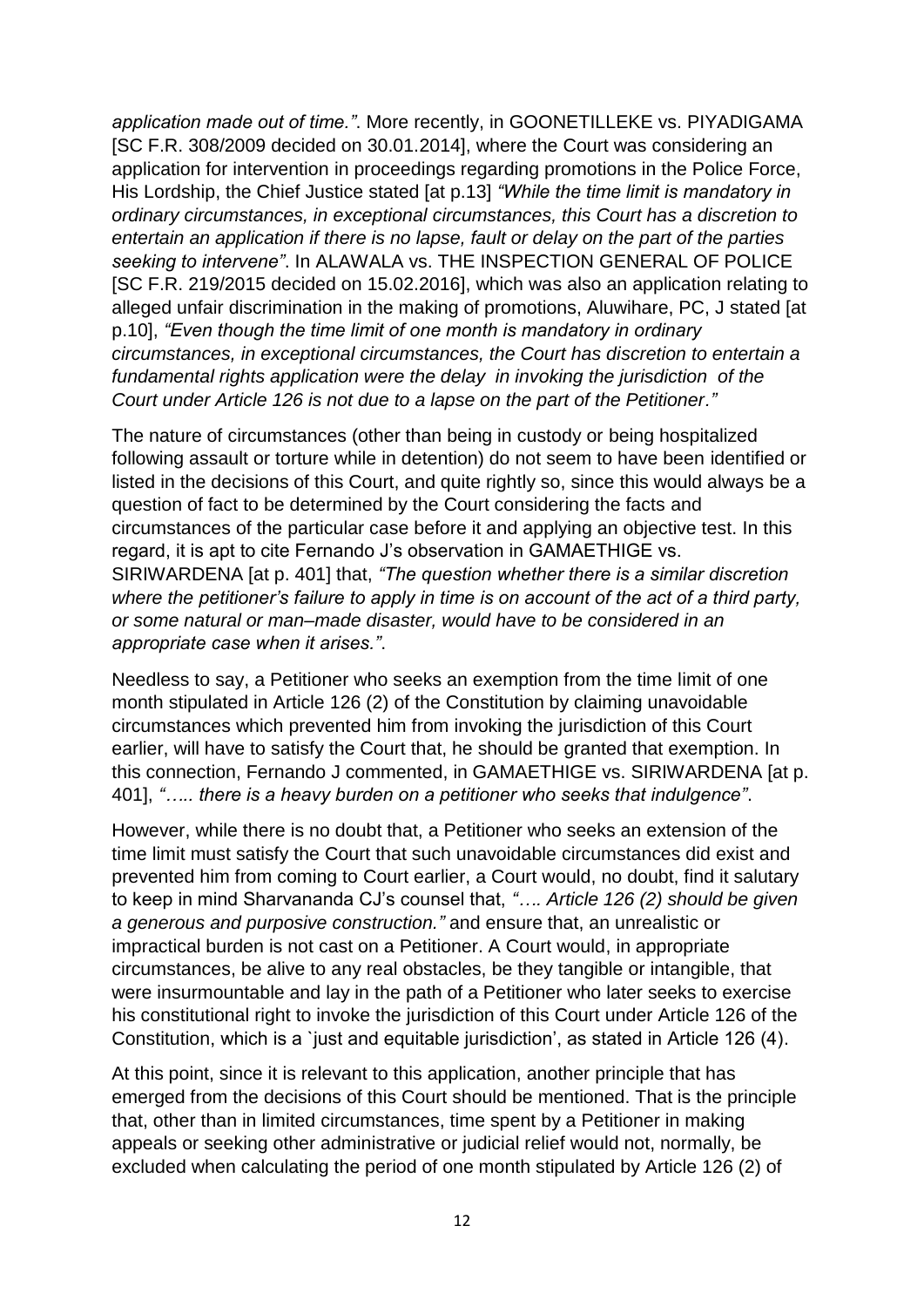*application made out of time."*. More recently, in GOONETILLEKE vs. PIYADIGAMA [SC F.R. 308/2009 decided on 30.01.2014], where the Court was considering an application for intervention in proceedings regarding promotions in the Police Force, His Lordship, the Chief Justice stated [at p.13] *"While the time limit is mandatory in ordinary circumstances, in exceptional circumstances, this Court has a discretion to entertain an application if there is no lapse, fault or delay on the part of the parties seeking to intervene"*. In ALAWALA vs. THE INSPECTION GENERAL OF POLICE [SC F.R. 219/2015 decided on 15.02.2016], which was also an application relating to alleged unfair discrimination in the making of promotions, Aluwihare, PC, J stated [at p.10], *"Even though the time limit of one month is mandatory in ordinary circumstances, in exceptional circumstances, the Court has discretion to entertain a fundamental rights application were the delay in invoking the jurisdiction of the Court under Article 126 is not due to a lapse on the part of the Petitioner."*

The nature of circumstances (other than being in custody or being hospitalized following assault or torture while in detention) do not seem to have been identified or listed in the decisions of this Court, and quite rightly so, since this would always be a question of fact to be determined by the Court considering the facts and circumstances of the particular case before it and applying an objective test. In this regard, it is apt to cite Fernando J's observation in GAMAETHIGE vs. SIRIWARDENA [at p. 401] that, *"The question whether there is a similar discretion where the petitioner's failure to apply in time is on account of the act of a third party, or some natural or man–made disaster, would have to be considered in an appropriate case when it arises."*.

Needless to say, a Petitioner who seeks an exemption from the time limit of one month stipulated in Article 126 (2) of the Constitution by claiming unavoidable circumstances which prevented him from invoking the jurisdiction of this Court earlier, will have to satisfy the Court that, he should be granted that exemption. In this connection, Fernando J commented, in GAMAETHIGE vs. SIRIWARDENA [at p. 401], *"….. there is a heavy burden on a petitioner who seeks that indulgence"*.

However, while there is no doubt that, a Petitioner who seeks an extension of the time limit must satisfy the Court that such unavoidable circumstances did exist and prevented him from coming to Court earlier, a Court would, no doubt, find it salutary to keep in mind Sharvananda CJ's counsel that, *"…. Article 126 (2) should be given a generous and purposive construction."* and ensure that, an unrealistic or impractical burden is not cast on a Petitioner. A Court would, in appropriate circumstances, be alive to any real obstacles, be they tangible or intangible, that were insurmountable and lay in the path of a Petitioner who later seeks to exercise his constitutional right to invoke the jurisdiction of this Court under Article 126 of the Constitution, which is a `just and equitable jurisdiction', as stated in Article 126 (4).

At this point, since it is relevant to this application, another principle that has emerged from the decisions of this Court should be mentioned. That is the principle that, other than in limited circumstances, time spent by a Petitioner in making appeals or seeking other administrative or judicial relief would not, normally, be excluded when calculating the period of one month stipulated by Article 126 (2) of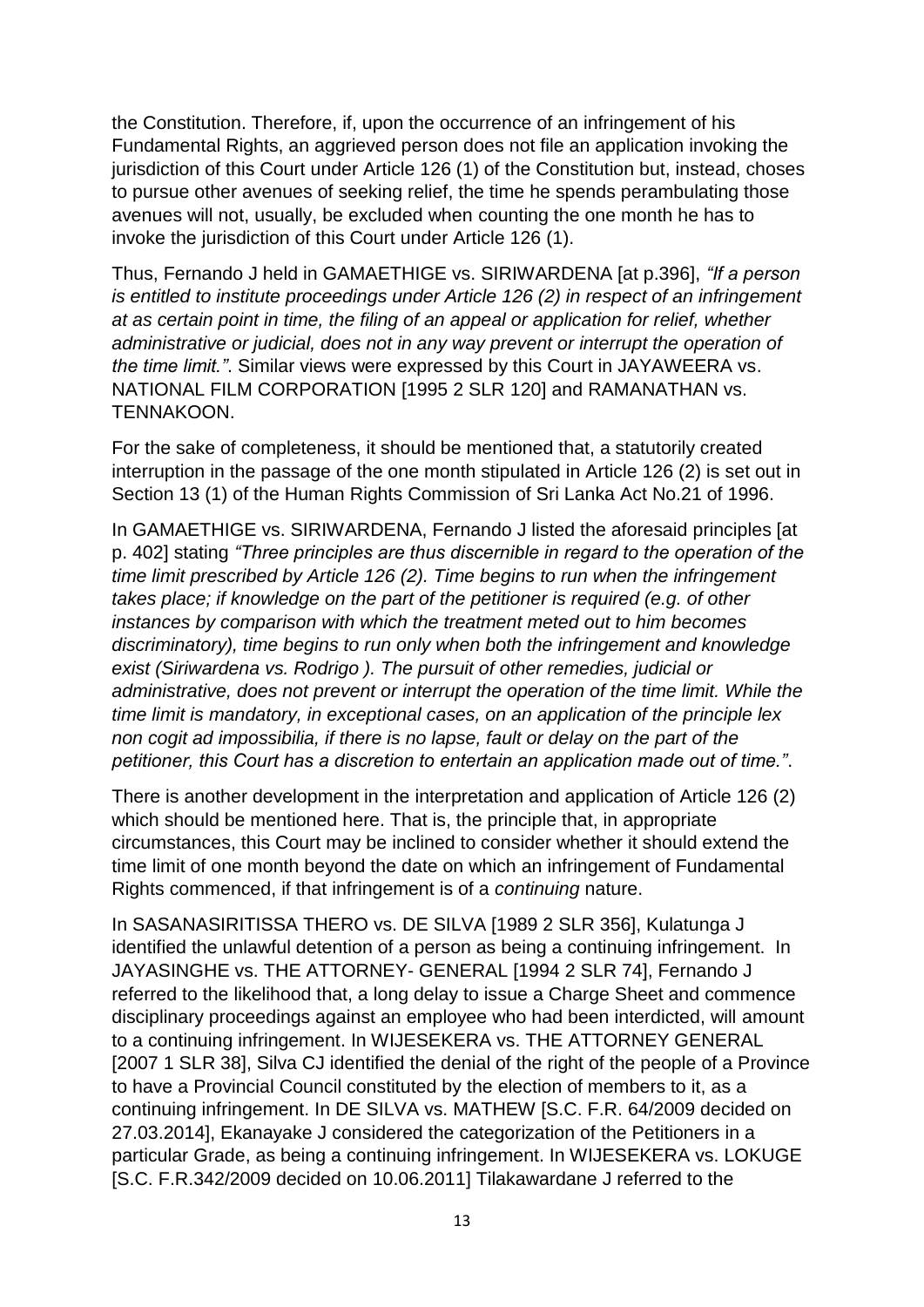the Constitution. Therefore, if, upon the occurrence of an infringement of his Fundamental Rights, an aggrieved person does not file an application invoking the jurisdiction of this Court under Article 126 (1) of the Constitution but, instead, choses to pursue other avenues of seeking relief, the time he spends perambulating those avenues will not, usually, be excluded when counting the one month he has to invoke the jurisdiction of this Court under Article 126 (1).

Thus, Fernando J held in GAMAETHIGE vs. SIRIWARDENA [at p.396], *"If a person is entitled to institute proceedings under Article 126 (2) in respect of an infringement at as certain point in time, the filing of an appeal or application for relief, whether administrative or judicial, does not in any way prevent or interrupt the operation of the time limit."*. Similar views were expressed by this Court in JAYAWEERA vs. NATIONAL FILM CORPORATION [1995 2 SLR 120] and RAMANATHAN vs. TENNAKOON.

For the sake of completeness, it should be mentioned that, a statutorily created interruption in the passage of the one month stipulated in Article 126 (2) is set out in Section 13 (1) of the Human Rights Commission of Sri Lanka Act No.21 of 1996.

In GAMAETHIGE vs. SIRIWARDENA, Fernando J listed the aforesaid principles [at p. 402] stating *"Three principles are thus discernible in regard to the operation of the time limit prescribed by Article 126 (2). Time begins to run when the infringement takes place; if knowledge on the part of the petitioner is required (e.g. of other instances by comparison with which the treatment meted out to him becomes discriminatory), time begins to run only when both the infringement and knowledge exist (Siriwardena vs. Rodrigo ). The pursuit of other remedies, judicial or administrative, does not prevent or interrupt the operation of the time limit. While the time limit is mandatory, in exceptional cases, on an application of the principle lex non cogit ad impossibilia, if there is no lapse, fault or delay on the part of the petitioner, this Court has a discretion to entertain an application made out of time."*.

There is another development in the interpretation and application of Article 126 (2) which should be mentioned here. That is, the principle that, in appropriate circumstances, this Court may be inclined to consider whether it should extend the time limit of one month beyond the date on which an infringement of Fundamental Rights commenced, if that infringement is of a *continuing* nature.

In SASANASIRITISSA THERO vs. DE SILVA [1989 2 SLR 356], Kulatunga J identified the unlawful detention of a person as being a continuing infringement. In JAYASINGHE vs. THE ATTORNEY- GENERAL [1994 2 SLR 74], Fernando J referred to the likelihood that, a long delay to issue a Charge Sheet and commence disciplinary proceedings against an employee who had been interdicted, will amount to a continuing infringement. In WIJESEKERA vs. THE ATTORNEY GENERAL [2007 1 SLR 38], Silva CJ identified the denial of the right of the people of a Province to have a Provincial Council constituted by the election of members to it, as a continuing infringement. In DE SILVA vs. MATHEW [S.C. F.R. 64/2009 decided on 27.03.2014], Ekanayake J considered the categorization of the Petitioners in a particular Grade, as being a continuing infringement. In WIJESEKERA vs. LOKUGE [S.C. F.R.342/2009 decided on 10.06.2011] Tilakawardane J referred to the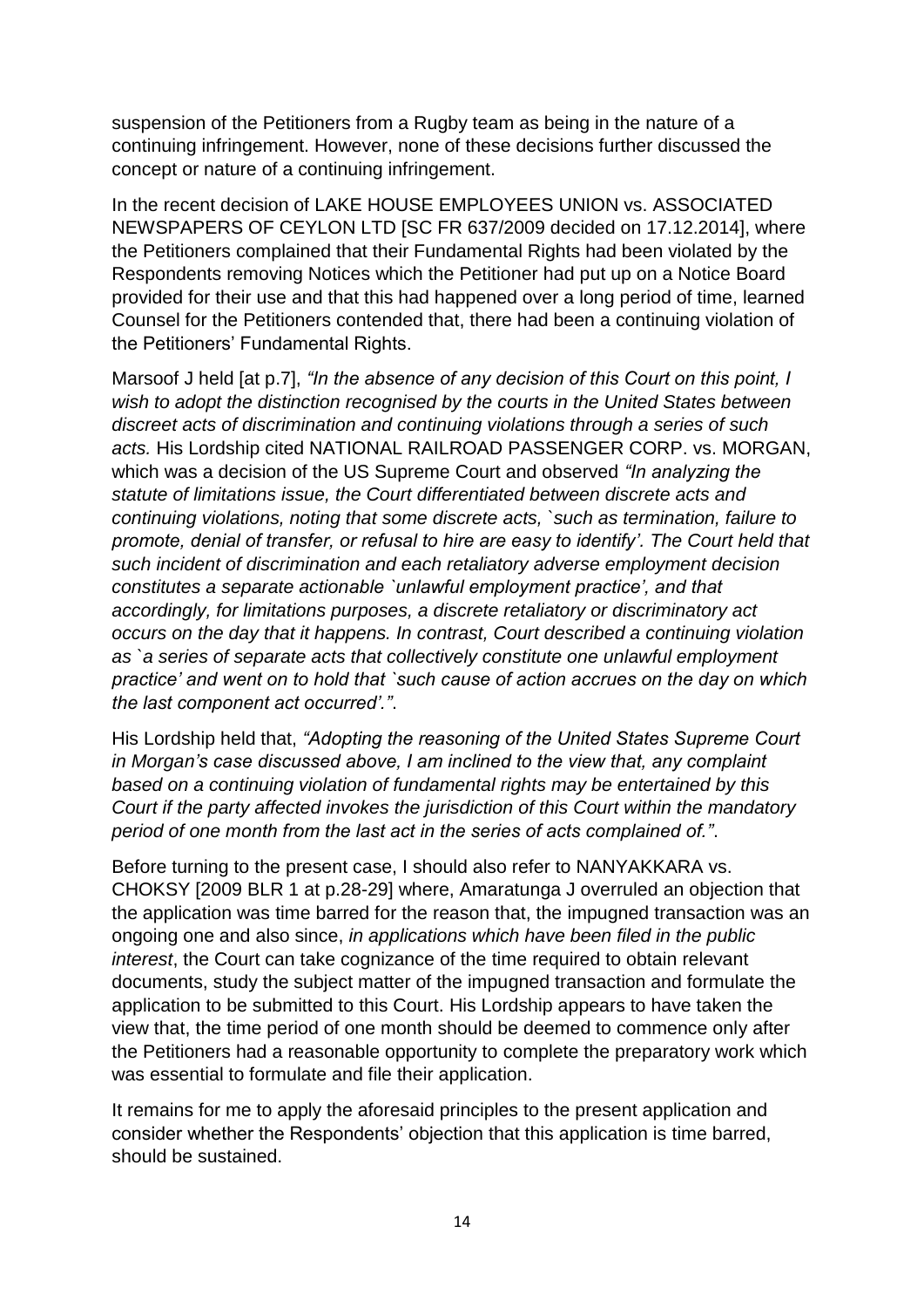suspension of the Petitioners from a Rugby team as being in the nature of a continuing infringement. However, none of these decisions further discussed the concept or nature of a continuing infringement.

In the recent decision of LAKE HOUSE EMPLOYEES UNION vs. ASSOCIATED NEWSPAPERS OF CEYLON LTD [SC FR 637/2009 decided on 17.12.2014], where the Petitioners complained that their Fundamental Rights had been violated by the Respondents removing Notices which the Petitioner had put up on a Notice Board provided for their use and that this had happened over a long period of time, learned Counsel for the Petitioners contended that, there had been a continuing violation of the Petitioners' Fundamental Rights.

Marsoof J held [at p.7], *"In the absence of any decision of this Court on this point, I wish to adopt the distinction recognised by the courts in the United States between discreet acts of discrimination and continuing violations through a series of such acts.* His Lordship cited NATIONAL RAILROAD PASSENGER CORP. vs. MORGAN, which was a decision of the US Supreme Court and observed *"In analyzing the statute of limitations issue, the Court differentiated between discrete acts and continuing violations, noting that some discrete acts, `such as termination, failure to promote, denial of transfer, or refusal to hire are easy to identify'. The Court held that such incident of discrimination and each retaliatory adverse employment decision constitutes a separate actionable `unlawful employment practice', and that accordingly, for limitations purposes, a discrete retaliatory or discriminatory act occurs on the day that it happens. In contrast, Court described a continuing violation as `a series of separate acts that collectively constitute one unlawful employment practice' and went on to hold that `such cause of action accrues on the day on which the last component act occurred'."*.

His Lordship held that, *"Adopting the reasoning of the United States Supreme Court in Morgan's case discussed above, I am inclined to the view that, any complaint based on a continuing violation of fundamental rights may be entertained by this Court if the party affected invokes the jurisdiction of this Court within the mandatory period of one month from the last act in the series of acts complained of."*.

Before turning to the present case, I should also refer to NANYAKKARA vs. CHOKSY [2009 BLR 1 at p.28-29] where, Amaratunga J overruled an objection that the application was time barred for the reason that, the impugned transaction was an ongoing one and also since, *in applications which have been filed in the public interest*, the Court can take cognizance of the time required to obtain relevant documents, study the subject matter of the impugned transaction and formulate the application to be submitted to this Court. His Lordship appears to have taken the view that, the time period of one month should be deemed to commence only after the Petitioners had a reasonable opportunity to complete the preparatory work which was essential to formulate and file their application.

It remains for me to apply the aforesaid principles to the present application and consider whether the Respondents' objection that this application is time barred, should be sustained.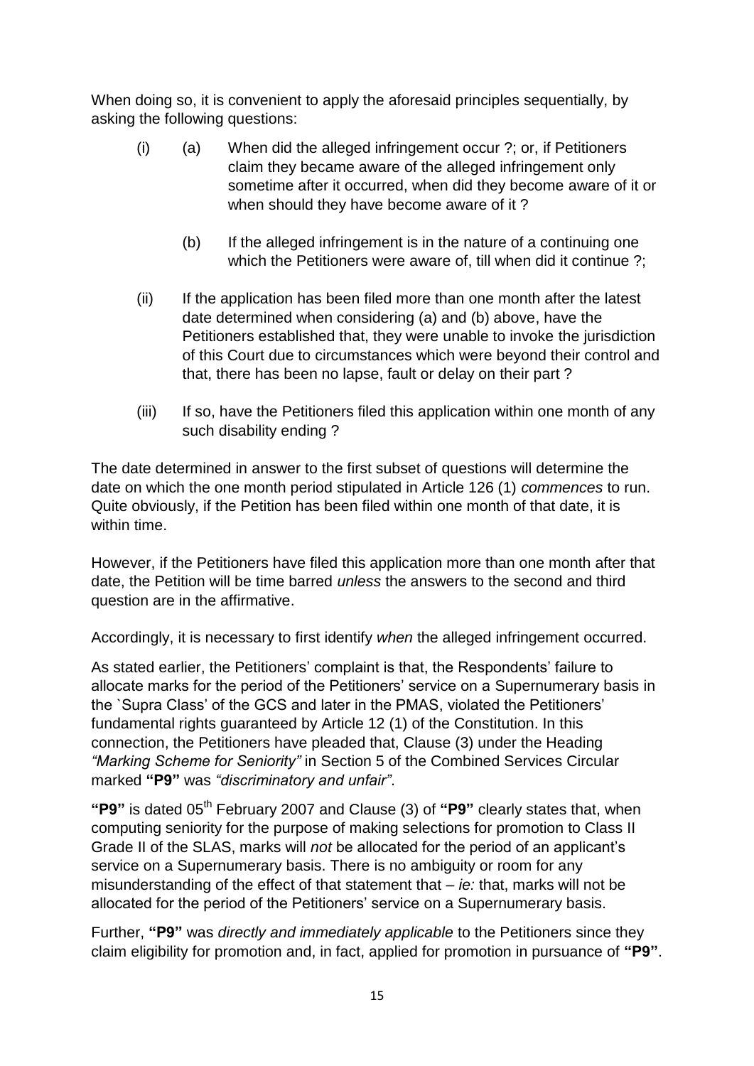When doing so, it is convenient to apply the aforesaid principles sequentially, by asking the following questions:

(i) (a) When did the alleged infringement occur ?; or, if Petitioners claim they became aware of the alleged infringement only sometime after it occurred, when did they become aware of it or when should they have become aware of it ?

(b) If the alleged infringement is in the nature of a continuing one which the Petitioners were aware of, till when did it continue ?;

(ii) If the application has been filed more than one month after the latest date determined when considering (a) and (b) above, have the Petitioners established that, they were unable to invoke the jurisdiction of this Court due to circumstances which were beyond their control and that, there has been no lapse, fault or delay on their part ?

(iii) If so, have the Petitioners filed this application within one month of any such disability ending ?

The date determined in answer to the first subset of questions will determine the date on which the one month period stipulated in Article 126 (1) *commences* to run. Quite obviously, if the Petition has been filed within one month of that date, it is within time.

However, if the Petitioners have filed this application more than one month after that date, the Petition will be time barred *unless* the answers to the second and third question are in the affirmative.

Accordingly, it is necessary to first identify *when* the alleged infringement occurred.

As stated earlier, the Petitioners' complaint is that, the Respondents' failure to allocate marks for the period of the Petitioners' service on a Supernumerary basis in the `Supra Class' of the GCS and later in the PMAS, violated the Petitioners' fundamental rights guaranteed by Article 12 (1) of the Constitution. In this connection, the Petitioners have pleaded that, Clause (3) under the Heading *"Marking Scheme for Seniority"* in Section 5 of the Combined Services Circular marked **"P9"** was *"discriminatory and unfair"*.

**"P9"** is dated 05th February 2007 and Clause (3) of **"P9"** clearly states that, when computing seniority for the purpose of making selections for promotion to Class II Grade II of the SLAS, marks will *not* be allocated for the period of an applicant's service on a Supernumerary basis. There is no ambiguity or room for any misunderstanding of the effect of that statement that – *ie:* that, marks will not be allocated for the period of the Petitioners' service on a Supernumerary basis.

Further, **"P9"** was *directly and immediately applicable* to the Petitioners since they claim eligibility for promotion and, in fact, applied for promotion in pursuance of **"P9"**.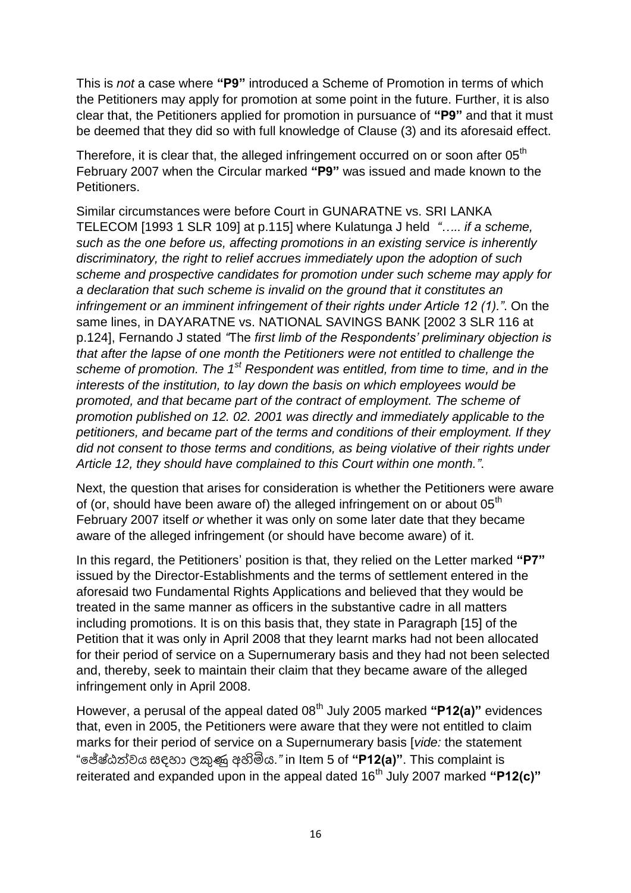This is *not* a case where **"P9"** introduced a Scheme of Promotion in terms of which the Petitioners may apply for promotion at some point in the future. Further, it is also clear that, the Petitioners applied for promotion in pursuance of **"P9"** and that it must be deemed that they did so with full knowledge of Clause (3) and its aforesaid effect.

Therefore, it is clear that, the alleged infringement occurred on or soon after 05th February 2007 when the Circular marked **"P9"** was issued and made known to the Petitioners.

Similar circumstances were before Court in GUNARATNE vs. SRI LANKA TELECOM [1993 1 SLR 109] at p.115] where Kulatunga J held *"….. if a scheme, such as the one before us, affecting promotions in an existing service is inherently discriminatory, the right to relief accrues immediately upon the adoption of such scheme and prospective candidates for promotion under such scheme may apply for a declaration that such scheme is invalid on the ground that it constitutes an infringement or an imminent infringement of their rights under Article 12 (1).".* On the same lines, in DAYARATNE vs. NATIONAL SAVINGS BANK [2002 3 SLR 116 at p.124], Fernando J stated *"The first limb of the Respondents' preliminary objection is that after the lapse of one month the Petitioners were not entitled to challenge the scheme of promotion. The 1st Respondent was entitled, from time to time, and in the interests of the institution, to lay down the basis on which employees would be promoted, and that became part of the contract of employment. The scheme of promotion published on 12. 02. 2001 was directly and immediately applicable to the petitioners, and became part of the terms and conditions of their employment. If they did not consent to those terms and conditions, as being violative of their rights under Article 12, they should have complained to this Court within one month.".*

Next, the question that arises for consideration is whether the Petitioners were aware of (or, should have been aware of) the alleged infringement on or about 05th February 2007 itself *or* whether it was only on some later date that they became aware of the alleged infringement (or should have become aware) of it.

In this regard, the Petitioners' position is that, they relied on the Letter marked **"P7"** issued by the Director-Establishments and the terms of settlement entered in the aforesaid two Fundamental Rights Applications and believed that they would be treated in the same manner as officers in the substantive cadre in all matters including promotions. It is on this basis that, they state in Paragraph [15] of the Petition that it was only in April 2008 that they learnt marks had not been allocated for their period of service on a Supernumerary basis and they had not been selected and, thereby, seek to maintain their claim that they became aware of the alleged infringement only in April 2008.

However, a perusal of the appeal dated 08th July 2005 marked **"P12(a)"** evidences that, even in 2005, the Petitioners were aware that they were not entitled to claim marks for their period of service on a Supernumerary basis [*vide:* the statement "ජ්‍යේෂ්ඨත්වය සඳහා ලකුණු අහිමිය.*"* in Item 5 of **"P12(a)"**. This complaint is reiterated and expanded upon in the appeal dated 16th July 2007 marked **"P12(c)"**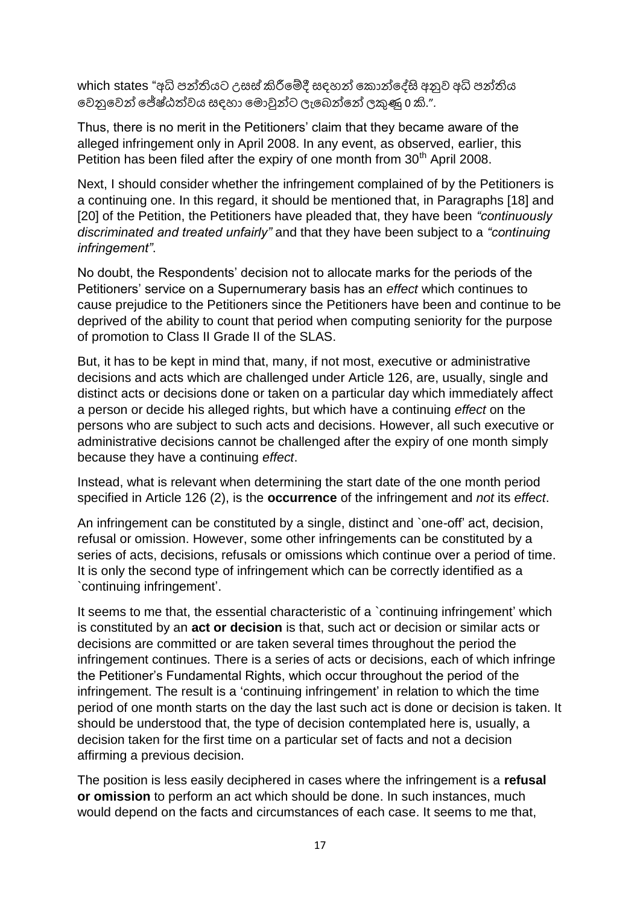which states "අධි පන්තියට උසස් කිරීමේදී සඳහන් කොන්දේසි අනුව අධි පන්තිය වෙනුවෙන් ජේෂ්ඨත්වය සඳහා මොවුන්ට ලැබෙන්නේ ලකුණු 0 කි.".

Thus, there is no merit in the Petitioners' claim that they became aware of the alleged infringement only in April 2008. In any event, as observed, earlier, this Petition has been filed after the expiry of one month from 30th April 2008.

Next, I should consider whether the infringement complained of by the Petitioners is a continuing one. In this regard, it should be mentioned that, in Paragraphs [18] and [20] of the Petition, the Petitioners have pleaded that, they have been *"continuously discriminated and treated unfairly"* and that they have been subject to a *"continuing infringement"*.

No doubt, the Respondents' decision not to allocate marks for the periods of the Petitioners' service on a Supernumerary basis has an *effect* which continues to cause prejudice to the Petitioners since the Petitioners have been and continue to be deprived of the ability to count that period when computing seniority for the purpose of promotion to Class II Grade II of the SLAS.

But, it has to be kept in mind that, many, if not most, executive or administrative decisions and acts which are challenged under Article 126, are, usually, single and distinct acts or decisions done or taken on a particular day which immediately affect a person or decide his alleged rights, but which have a continuing *effect* on the persons who are subject to such acts and decisions. However, all such executive or administrative decisions cannot be challenged after the expiry of one month simply because they have a continuing *effect*.

Instead, what is relevant when determining the start date of the one month period specified in Article 126 (2), is the **occurrence** of the infringement and *not* its *effect*.

An infringement can be constituted by a single, distinct and `one-off' act, decision, refusal or omission. However, some other infringements can be constituted by a series of acts, decisions, refusals or omissions which continue over a period of time. It is only the second type of infringement which can be correctly identified as a `continuing infringement'.

It seems to me that, the essential characteristic of a `continuing infringement' which is constituted by an **act or decision** is that, such act or decision or similar acts or decisions are committed or are taken several times throughout the period the infringement continues. There is a series of acts or decisions, each of which infringe the Petitioner's Fundamental Rights, which occur throughout the period of the infringement. The result is a 'continuing infringement' in relation to which the time period of one month starts on the day the last such act is done or decision is taken. It should be understood that, the type of decision contemplated here is, usually, a decision taken for the first time on a particular set of facts and not a decision affirming a previous decision.

The position is less easily deciphered in cases where the infringement is a **refusal or omission** to perform an act which should be done. In such instances, much would depend on the facts and circumstances of each case. It seems to me that,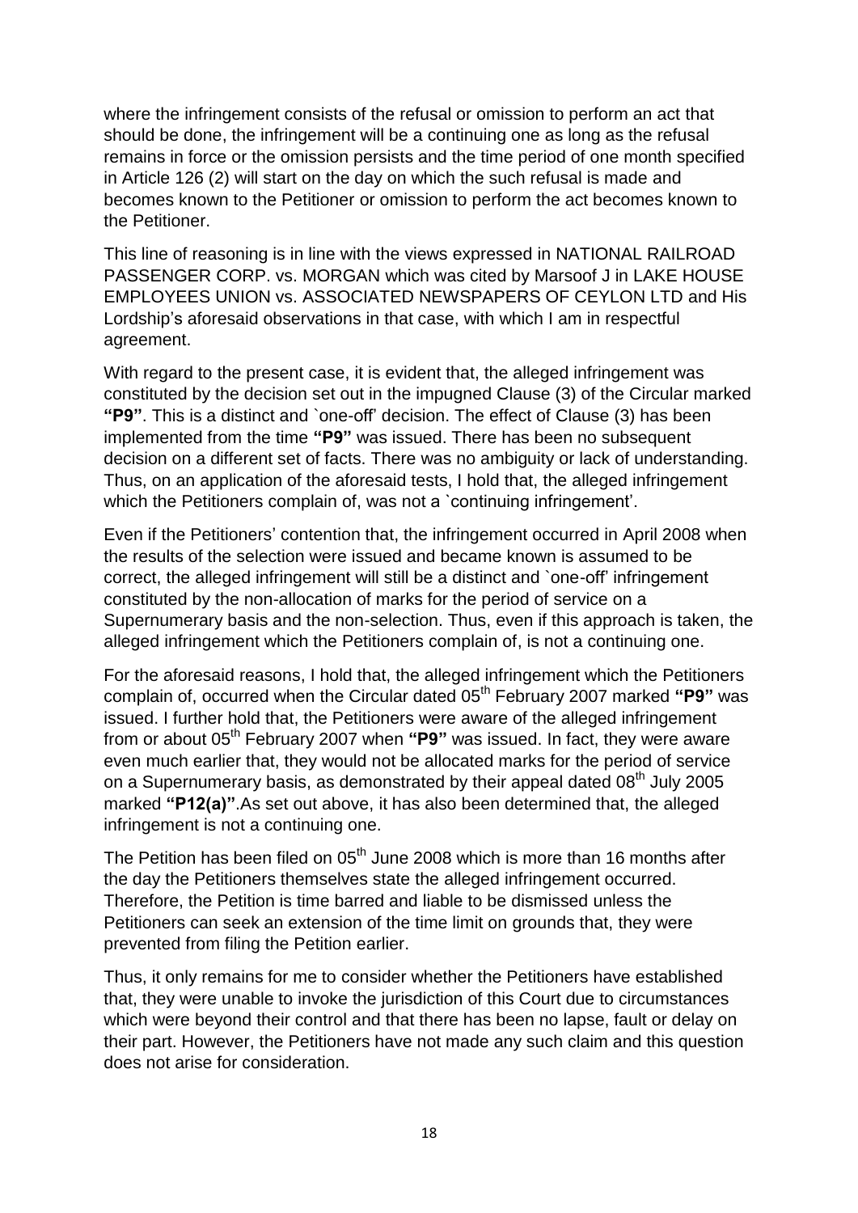where the infringement consists of the refusal or omission to perform an act that should be done, the infringement will be a continuing one as long as the refusal remains in force or the omission persists and the time period of one month specified in Article 126 (2) will start on the day on which the such refusal is made and becomes known to the Petitioner or omission to perform the act becomes known to the Petitioner.

This line of reasoning is in line with the views expressed in NATIONAL RAILROAD PASSENGER CORP. vs. MORGAN which was cited by Marsoof J in LAKE HOUSE EMPLOYEES UNION vs. ASSOCIATED NEWSPAPERS OF CEYLON LTD and His Lordship's aforesaid observations in that case, with which I am in respectful agreement.

With regard to the present case, it is evident that, the alleged infringement was constituted by the decision set out in the impugned Clause (3) of the Circular marked **"P9"**. This is a distinct and `one-off' decision. The effect of Clause (3) has been implemented from the time **"P9"** was issued. There has been no subsequent decision on a different set of facts. There was no ambiguity or lack of understanding. Thus, on an application of the aforesaid tests, I hold that, the alleged infringement which the Petitioners complain of, was not a `continuing infringement'.

Even if the Petitioners' contention that, the infringement occurred in April 2008 when the results of the selection were issued and became known is assumed to be correct, the alleged infringement will still be a distinct and `one-off' infringement constituted by the non-allocation of marks for the period of service on a Supernumerary basis and the non-selection. Thus, even if this approach is taken, the alleged infringement which the Petitioners complain of, is not a continuing one.

For the aforesaid reasons, I hold that, the alleged infringement which the Petitioners complain of, occurred when the Circular dated 05th February 2007 marked **"P9"** was issued. I further hold that, the Petitioners were aware of the alleged infringement from or about 05th February 2007 when **"P9"** was issued. In fact, they were aware even much earlier that, they would not be allocated marks for the period of service on a Supernumerary basis, as demonstrated by their appeal dated 08th July 2005 marked **"P12(a)"**.As set out above, it has also been determined that, the alleged infringement is not a continuing one.

The Petition has been filed on 05th June 2008 which is more than 16 months after the day the Petitioners themselves state the alleged infringement occurred. Therefore, the Petition is time barred and liable to be dismissed unless the Petitioners can seek an extension of the time limit on grounds that, they were prevented from filing the Petition earlier.

Thus, it only remains for me to consider whether the Petitioners have established that, they were unable to invoke the jurisdiction of this Court due to circumstances which were beyond their control and that there has been no lapse, fault or delay on their part. However, the Petitioners have not made any such claim and this question does not arise for consideration.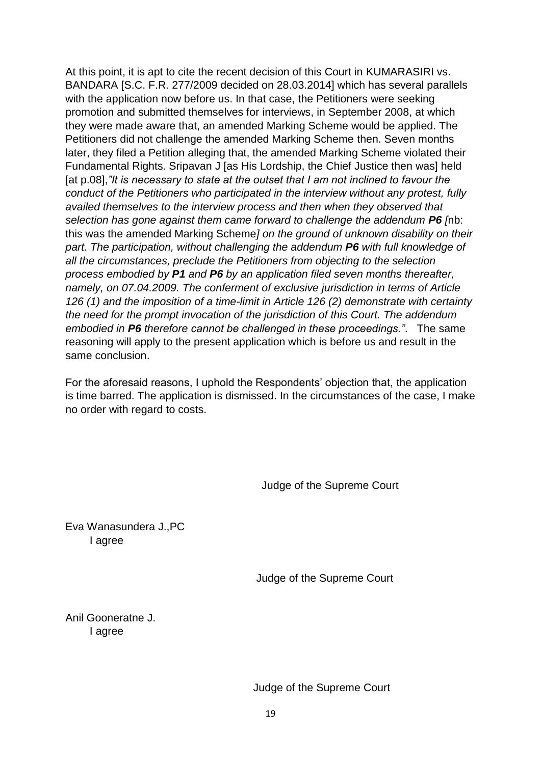At this point, it is apt to cite the recent decision of this Court in KUMARASIRI vs. BANDARA [S.C. F.R. 277/2009 decided on 28.03.2014] which has several parallels with the application now before us. In that case, the Petitioners were seeking promotion and submitted themselves for interviews, in September 2008, at which they were made aware that, an amended Marking Scheme would be applied. The Petitioners did not challenge the amended Marking Scheme then. Seven months later, they filed a Petition alleging that, the amended Marking Scheme violated their Fundamental Rights. Sripavan J [as His Lordship, the Chief Justice then was] held [at p.08],*"It is necessary to state at the outset that I am not inclined to favour the conduct of the Petitioners who participated in the interview without any protest, fully availed themselves to the interview process and then when they observed that selection has gone against them came forward to challenge the addendum* ***P6*** *[*nb: this was the amended Marking Scheme*] on the ground of unknown disability on their part. The participation, without challenging the addendum* ***P6*** *with full knowledge of all the circumstances, preclude the Petitioners from objecting to the selection process embodied by* ***P1*** *and* ***P6*** *by an application filed seven months thereafter, namely, on 07.04.2009. The conferment of exclusive jurisdiction in terms of Article 126 (1) and the imposition of a time-limit in Article 126 (2) demonstrate with certainty the need for the prompt invocation of the jurisdiction of this Court. The addendum embodied in* ***P6*** *therefore cannot be challenged in these proceedings."*. The same reasoning will apply to the present application which is before us and result in the same conclusion.

For the aforesaid reasons, I uphold the Respondents' objection that, the application is time barred. The application is dismissed. In the circumstances of the case, I make no order with regard to costs.

Judge of the Supreme Court

Eva Wanasundera J.,PC

I agree

Judge of the Supreme Court

Anil Gooneratne J.

I agree

Judge of the Supreme Court